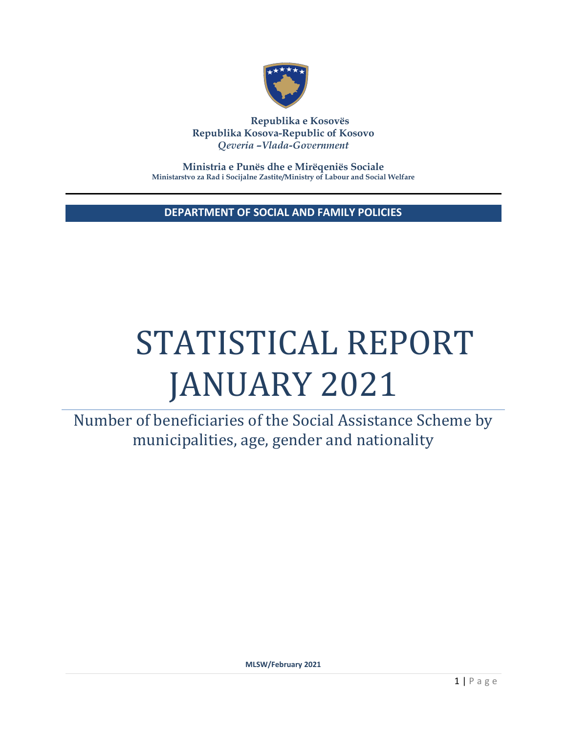**Republika e Kosovës**
**Republika Kosova-Republic of Kosovo**
***Qeveria –Vlada-Government***

**Ministria e Punës dhe e Mirëqeniës Sociale**
**Ministarstvo za Rad i Socijalne Zastite/Ministry of Labour and Social Welfare**

**DEPARTMENT OF SOCIAL AND FAMILY POLICIES**

# STATISTICAL REPORT JANUARY 2021

## Number of beneficiaries of the Social Assistance Scheme by municipalities, age, gender and nationality

**MLSW/February 2021**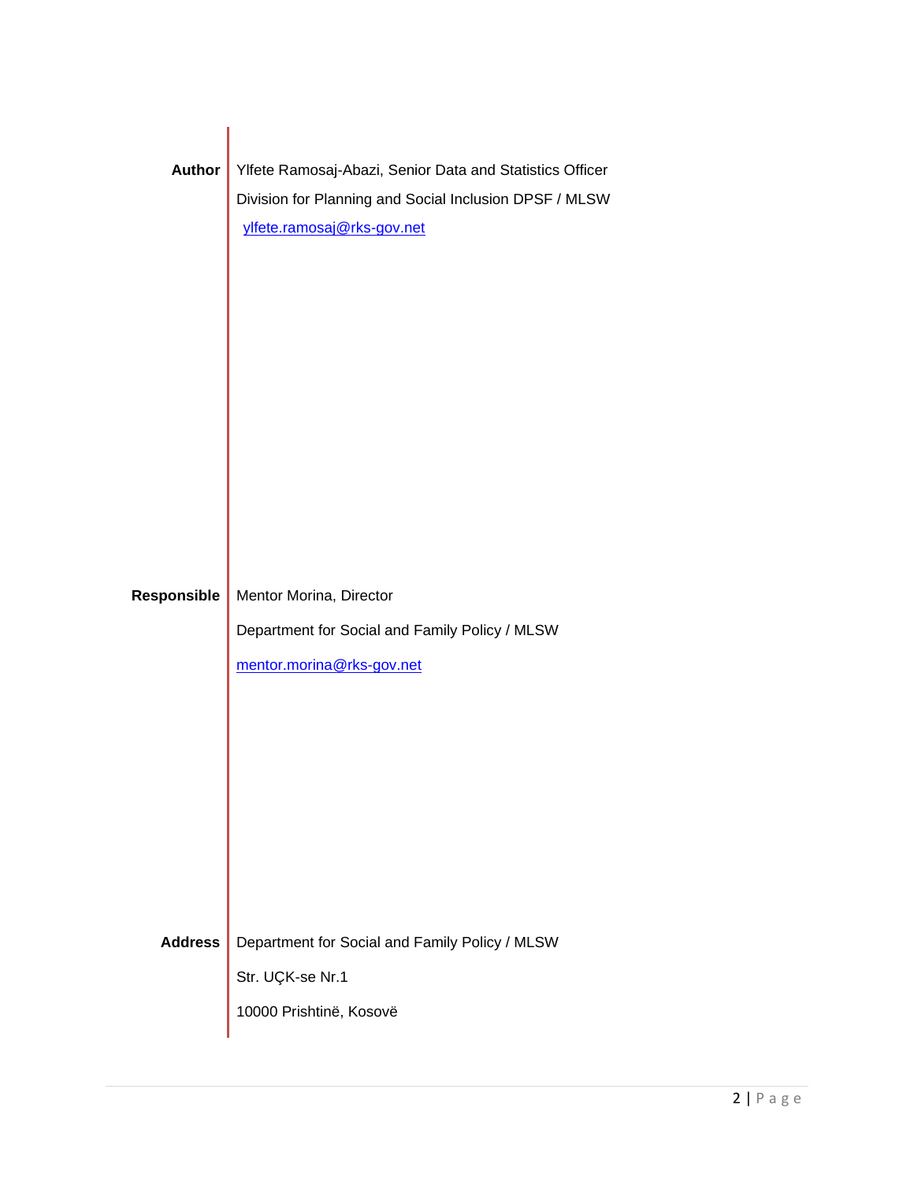**Author** Ylfete Ramosaj-Abazi, Senior Data and Statistics Officer

Division for Planning and Social Inclusion DPSF / MLSW

ylfete.ramosaj@rks-gov.net

**Responsible** Mentor Morina, Director

Department for Social and Family Policy / MLSW

mentor.morina@rks-gov.net

**Address** Department for Social and Family Policy / MLSW

Str. UÇK-se Nr.1

10000 Prishtinë, Kosovë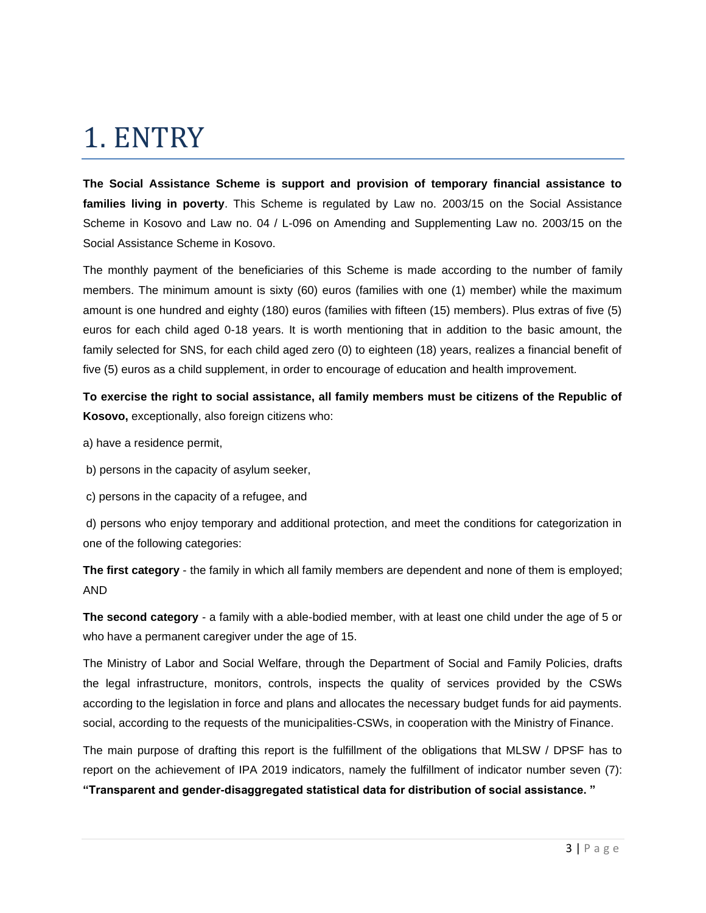# 1. ENTRY

**The Social Assistance Scheme is support and provision of temporary financial assistance to families living in poverty**. This Scheme is regulated by Law no. 2003/15 on the Social Assistance Scheme in Kosovo and Law no. 04 / L-096 on Amending and Supplementing Law no. 2003/15 on the Social Assistance Scheme in Kosovo.

The monthly payment of the beneficiaries of this Scheme is made according to the number of family members. The minimum amount is sixty (60) euros (families with one (1) member) while the maximum amount is one hundred and eighty (180) euros (families with fifteen (15) members). Plus extras of five (5) euros for each child aged 0-18 years. It is worth mentioning that in addition to the basic amount, the family selected for SNS, for each child aged zero (0) to eighteen (18) years, realizes a financial benefit of five (5) euros as a child supplement, in order to encourage of education and health improvement.

**To exercise the right to social assistance, all family members must be citizens of the Republic of Kosovo,** exceptionally, also foreign citizens who:

a) have a residence permit,

b) persons in the capacity of asylum seeker,

c) persons in the capacity of a refugee, and

d) persons who enjoy temporary and additional protection, and meet the conditions for categorization in one of the following categories:

**The first category** - the family in which all family members are dependent and none of them is employed; AND

**The second category** - a family with a able-bodied member, with at least one child under the age of 5 or who have a permanent caregiver under the age of 15.

The Ministry of Labor and Social Welfare, through the Department of Social and Family Policies, drafts the legal infrastructure, monitors, controls, inspects the quality of services provided by the CSWs according to the legislation in force and plans and allocates the necessary budget funds for aid payments. social, according to the requests of the municipalities-CSWs, in cooperation with the Ministry of Finance.

The main purpose of drafting this report is the fulfillment of the obligations that MLSW / DPSF has to report on the achievement of IPA 2019 indicators, namely the fulfillment of indicator number seven (7): **"Transparent and gender-disaggregated statistical data for distribution of social assistance. "**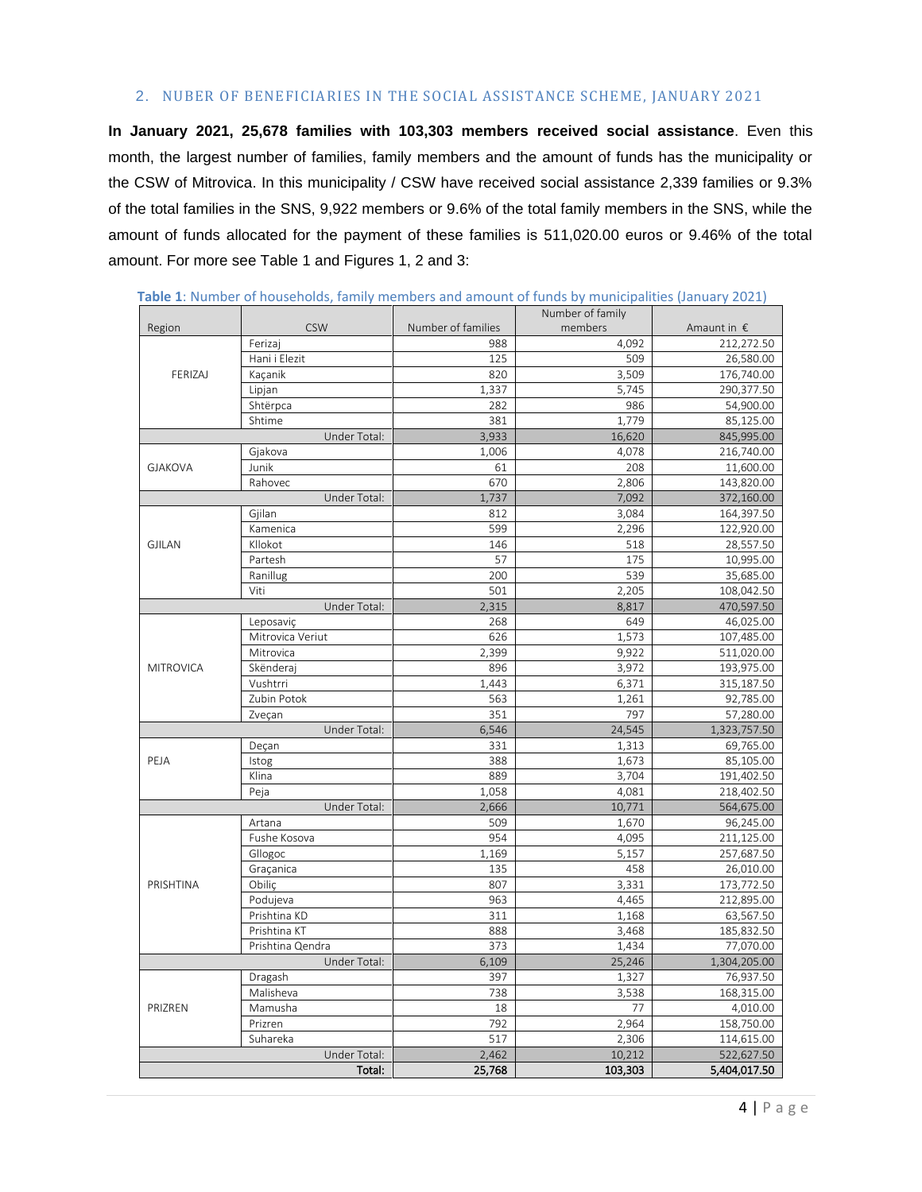## 2. NUBER OF BENEFICIARIES IN THE SOCIAL ASSISTANCE SCHEME, JANUARY 2021

**In January 2021, 25,678 families with 103,303 members received social assistance**. Even this month, the largest number of families, family members and the amount of funds has the municipality or the CSW of Mitrovica. In this municipality / CSW have received social assistance 2,339 families or 9.3% of the total families in the SNS, 9,922 members or 9.6% of the total family members in the SNS, while the amount of funds allocated for the payment of these families is 511,020.00 euros or 9.46% of the total amount. For more see Table 1 and Figures 1, 2 and 3:

**Table 1**: Number of households, family members and amount of funds by municipalities (January 2021)

| Region | CSW | Number of families | Number of family members | Amaunt in € |
|---|---|---|---|---|
| FERIZAJ | Ferizaj | 988 | 4,092 | 212,272.50 |
| | Hani i Elezit | 125 | 509 | 26,580.00 |
| | Kaçanik | 820 | 3,509 | 176,740.00 |
| | Lipjan | 1,337 | 5,745 | 290,377.50 |
| | Shtërpca | 282 | 986 | 54,900.00 |
| | Shtime | 381 | 1,779 | 85,125.00 |
| | Under Total: | 3,933 | 16,620 | 845,995.00 |
| GJAKOVA | Gjakova | 1,006 | 4,078 | 216,740.00 |
| | Junik | 61 | 208 | 11,600.00 |
| | Rahovec | 670 | 2,806 | 143,820.00 |
| | Under Total: | 1,737 | 7,092 | 372,160.00 |
| GJILAN | Gjilan | 812 | 3,084 | 164,397.50 |
| | Kamenica | 599 | 2,296 | 122,920.00 |
| | Kllokot | 146 | 518 | 28,557.50 |
| | Partesh | 57 | 175 | 10,995.00 |
| | Ranillug | 200 | 539 | 35,685.00 |
| | Viti | 501 | 2,205 | 108,042.50 |
| | Under Total: | 2,315 | 8,817 | 470,597.50 |
| MITROVICA | Leposaviç | 268 | 649 | 46,025.00 |
| | Mitrovica Veriut | 626 | 1,573 | 107,485.00 |
| | Mitrovica | 2,399 | 9,922 | 511,020.00 |
| | Skënderaj | 896 | 3,972 | 193,975.00 |
| | Vushtrri | 1,443 | 6,371 | 315,187.50 |
| | Zubin Potok | 563 | 1,261 | 92,785.00 |
| | Zveçan | 351 | 797 | 57,280.00 |
| | Under Total: | 6,546 | 24,545 | 1,323,757.50 |
| PEJA | Deçan | 331 | 1,313 | 69,765.00 |
| | Istog | 388 | 1,673 | 85,105.00 |
| | Klina | 889 | 3,704 | 191,402.50 |
| | Peja | 1,058 | 4,081 | 218,402.50 |
| | Under Total: | 2,666 | 10,771 | 564,675.00 |
| PRISHTINA | Artana | 509 | 1,670 | 96,245.00 |
| | Fushe Kosova | 954 | 4,095 | 211,125.00 |
| | Gllogoc | 1,169 | 5,157 | 257,687.50 |
| | Graçanica | 135 | 458 | 26,010.00 |
| | Obiliç | 807 | 3,331 | 173,772.50 |
| | Podujeva | 963 | 4,465 | 212,895.00 |
| | Prishtina KD | 311 | 1,168 | 63,567.50 |
| | Prishtina KT | 888 | 3,468 | 185,832.50 |
| | Prishtina Qendra | 373 | 1,434 | 77,070.00 |
| | Under Total: | 6,109 | 25,246 | 1,304,205.00 |
| PRIZREN | Dragash | 397 | 1,327 | 76,937.50 |
| | Malisheva | 738 | 3,538 | 168,315.00 |
| | Mamusha | 18 | 77 | 4,010.00 |
| | Prizren | 792 | 2,964 | 158,750.00 |
| | Suhareka | 517 | 2,306 | 114,615.00 |
| | Under Total: | 2,462 | 10,212 | 522,627.50 |
| | **Total:** | **25,768** | **103,303** | **5,404,017.50** |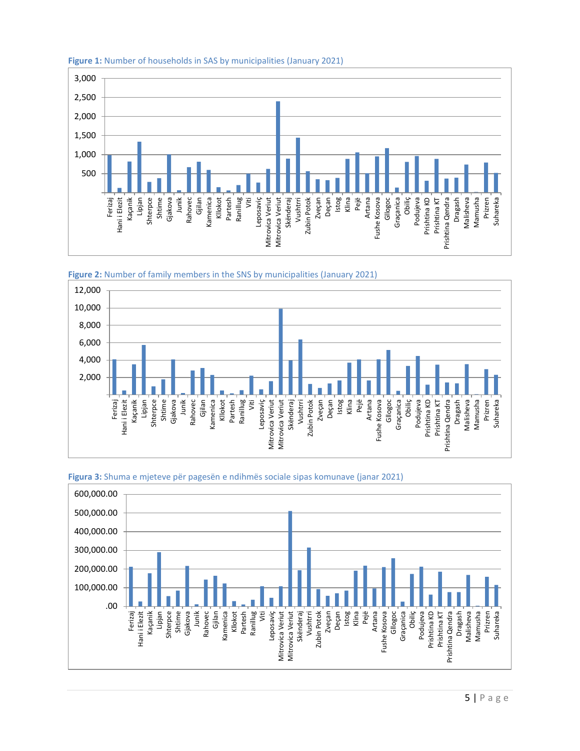**Figure 1:** Number of households in SAS by municipalities (January 2021)

**Figure 2:** Number of family members in the SNS by municipalities (January 2021)

**Figura 3:** Shuma e mjeteve për pagesën e ndihmës sociale sipas komunave (janar 2021)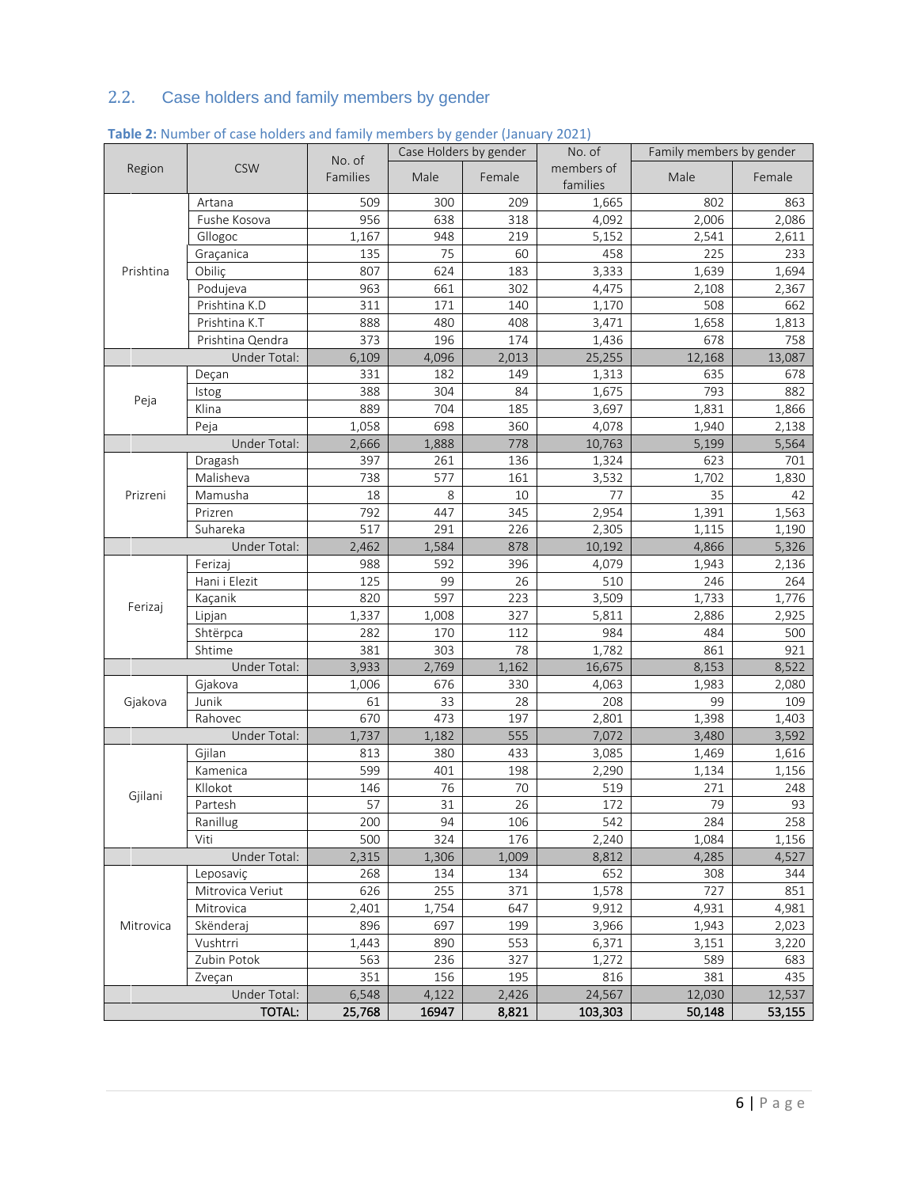## 2.2. Case holders and family members by gender

**Table 2:** Number of case holders and family members by gender (January 2021)

| Region | CSW | No. of Families | Case Holders by gender | | No. of members of families | Family members by gender | |
|---|---|---|---|---|---|---|---|
| | | | Male | Female | | Male | Female |
| Prishtina | Artana | 509 | 300 | 209 | 1,665 | 802 | 863 |
| | Fushe Kosova | 956 | 638 | 318 | 4,092 | 2,006 | 2,086 |
| | Gllogoc | 1,167 | 948 | 219 | 5,152 | 2,541 | 2,611 |
| | Graçanica | 135 | 75 | 60 | 458 | 225 | 233 |
| | Obiliç | 807 | 624 | 183 | 3,333 | 1,639 | 1,694 |
| | Podujeva | 963 | 661 | 302 | 4,475 | 2,108 | 2,367 |
| | Prishtina K.D | 311 | 171 | 140 | 1,170 | 508 | 662 |
| | Prishtina K.T | 888 | 480 | 408 | 3,471 | 1,658 | 1,813 |
| | Prishtina Qendra | 373 | 196 | 174 | 1,436 | 678 | 758 |
| | Under Total: | 6,109 | 4,096 | 2,013 | 25,255 | 12,168 | 13,087 |
| Peja | Deçan | 331 | 182 | 149 | 1,313 | 635 | 678 |
| | Istog | 388 | 304 | 84 | 1,675 | 793 | 882 |
| | Klina | 889 | 704 | 185 | 3,697 | 1,831 | 1,866 |
| | Peja | 1,058 | 698 | 360 | 4,078 | 1,940 | 2,138 |
| | Under Total: | 2,666 | 1,888 | 778 | 10,763 | 5,199 | 5,564 |
| Prizreni | Dragash | 397 | 261 | 136 | 1,324 | 623 | 701 |
| | Malisheva | 738 | 577 | 161 | 3,532 | 1,702 | 1,830 |
| | Mamusha | 18 | 8 | 10 | 77 | 35 | 42 |
| | Prizren | 792 | 447 | 345 | 2,954 | 1,391 | 1,563 |
| | Suhareka | 517 | 291 | 226 | 2,305 | 1,115 | 1,190 |
| | Under Total: | 2,462 | 1,584 | 878 | 10,192 | 4,866 | 5,326 |
| Ferizaj | Ferizaj | 988 | 592 | 396 | 4,079 | 1,943 | 2,136 |
| | Hani i Elezit | 125 | 99 | 26 | 510 | 246 | 264 |
| | Kaçanik | 820 | 597 | 223 | 3,509 | 1,733 | 1,776 |
| | Lipjan | 1,337 | 1,008 | 327 | 5,811 | 2,886 | 2,925 |
| | Shtërpca | 282 | 170 | 112 | 984 | 484 | 500 |
| | Shtime | 381 | 303 | 78 | 1,782 | 861 | 921 |
| | Under Total: | 3,933 | 2,769 | 1,162 | 16,675 | 8,153 | 8,522 |
| Gjakova | Gjakova | 1,006 | 676 | 330 | 4,063 | 1,983 | 2,080 |
| | Junik | 61 | 33 | 28 | 208 | 99 | 109 |
| | Rahovec | 670 | 473 | 197 | 2,801 | 1,398 | 1,403 |
| | Under Total: | 1,737 | 1,182 | 555 | 7,072 | 3,480 | 3,592 |
| Gjilani | Gjilan | 813 | 380 | 433 | 3,085 | 1,469 | 1,616 |
| | Kamenica | 599 | 401 | 198 | 2,290 | 1,134 | 1,156 |
| | Kllokot | 146 | 76 | 70 | 519 | 271 | 248 |
| | Partesh | 57 | 31 | 26 | 172 | 79 | 93 |
| | Ranillug | 200 | 94 | 106 | 542 | 284 | 258 |
| | Viti | 500 | 324 | 176 | 2,240 | 1,084 | 1,156 |
| | Under Total: | 2,315 | 1,306 | 1,009 | 8,812 | 4,285 | 4,527 |
| Mitrovica | Leposaviç | 268 | 134 | 134 | 652 | 308 | 344 |
| | Mitrovica Veriut | 626 | 255 | 371 | 1,578 | 727 | 851 |
| | Mitrovica | 2,401 | 1,754 | 647 | 9,912 | 4,931 | 4,981 |
| | Skënderaj | 896 | 697 | 199 | 3,966 | 1,943 | 2,023 |
| | Vushtrri | 1,443 | 890 | 553 | 6,371 | 3,151 | 3,220 |
| | Zubin Potok | 563 | 236 | 327 | 1,272 | 589 | 683 |
| | Zveçan | 351 | 156 | 195 | 816 | 381 | 435 |
| | Under Total: | 6,548 | 4,122 | 2,426 | 24,567 | 12,030 | 12,537 |
| | **TOTAL:** | **25,768** | **16947** | **8,821** | **103,303** | **50,148** | **53,155** |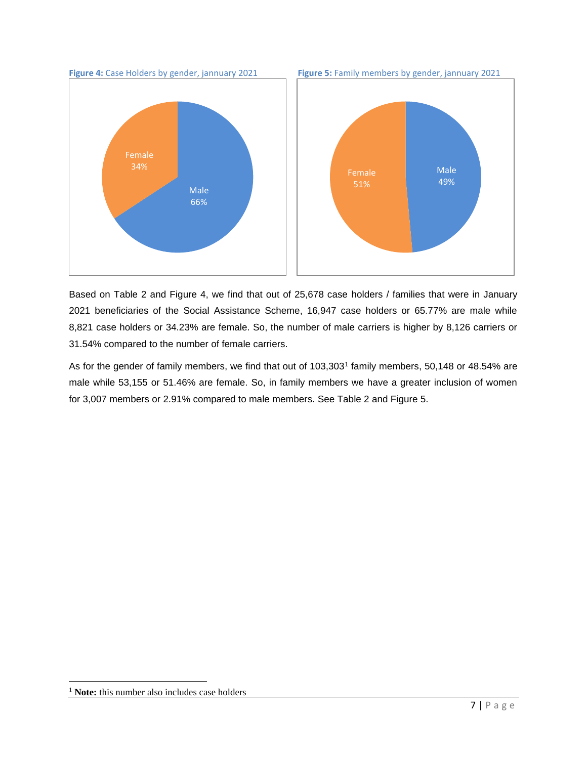**Figure 4:** Case Holders by gender, january 2021

**Figure 5:** Family members by gender, january 2021

Based on Table 2 and Figure 4, we find that out of 25,678 case holders / families that were in January 2021 beneficiaries of the Social Assistance Scheme, 16,947 case holders or 65.77% are male while 8,821 case holders or 34.23% are female. So, the number of male carriers is higher by 8,126 carriers or 31.54% compared to the number of female carriers.

As for the gender of family members, we find that out of 103,303[1] family members, 50,148 or 48.54% are male while 53,155 or 51.46% are female. So, in family members we have a greater inclusion of women for 3,007 members or 2.91% compared to male members. See Table 2 and Figure 5.

[1] **Note:** this number also includes case holders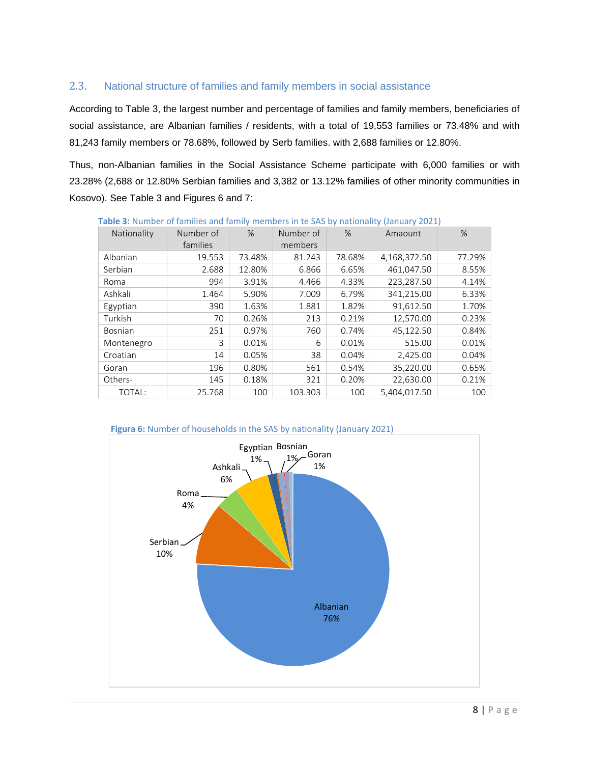## 2.3. National structure of families and family members in social assistance

According to Table 3, the largest number and percentage of families and family members, beneficiaries of social assistance, are Albanian families / residents, with a total of 19,553 families or 73.48% and with 81,243 family members or 78.68%, followed by Serb families. with 2,688 families or 12.80%.

Thus, non-Albanian families in the Social Assistance Scheme participate with 6,000 families or with 23.28% (2,688 or 12.80% Serbian families and 3,382 or 13.12% families of other minority communities in Kosovo). See Table 3 and Figures 6 and 7:

**Table 3:** Number of families and family members in te SAS by nationality (January 2021)

| Nationality | Number of families | % | Number of members | % | Amaount | % |
|---|---|---|---|---|---|---|
| Albanian | 19.553 | 73.48% | 81.243 | 78.68% | 4,168,372.50 | 77.29% |
| Serbian | 2.688 | 12.80% | 6.866 | 6.65% | 461,047.50 | 8.55% |
| Roma | 994 | 3.91% | 4.466 | 4.33% | 223,287.50 | 4.14% |
| Ashkali | 1.464 | 5.90% | 7.009 | 6.79% | 341,215.00 | 6.33% |
| Egyptian | 390 | 1.63% | 1.881 | 1.82% | 91,612.50 | 1.70% |
| Turkish | 70 | 0.26% | 213 | 0.21% | 12,570.00 | 0.23% |
| Bosnian | 251 | 0.97% | 760 | 0.74% | 45,122.50 | 0.84% |
| Montenegro | 3 | 0.01% | 6 | 0.01% | 515.00 | 0.01% |
| Croatian | 14 | 0.05% | 38 | 0.04% | 2,425.00 | 0.04% |
| Goran | 196 | 0.80% | 561 | 0.54% | 35,220.00 | 0.65% |
| Others- | 145 | 0.18% | 321 | 0.20% | 22,630.00 | 0.21% |
| TOTAL: | 25.768 | 100 | 103.303 | 100 | 5,404,017.50 | 100 |

**Figura 6:** Number of households in the SAS by nationality (January 2021)

Albanian 76%, Serbian 10%, Roma 4%, Ashkali 6%, Egyptian 1%, Bosnian 1%, Goran 1%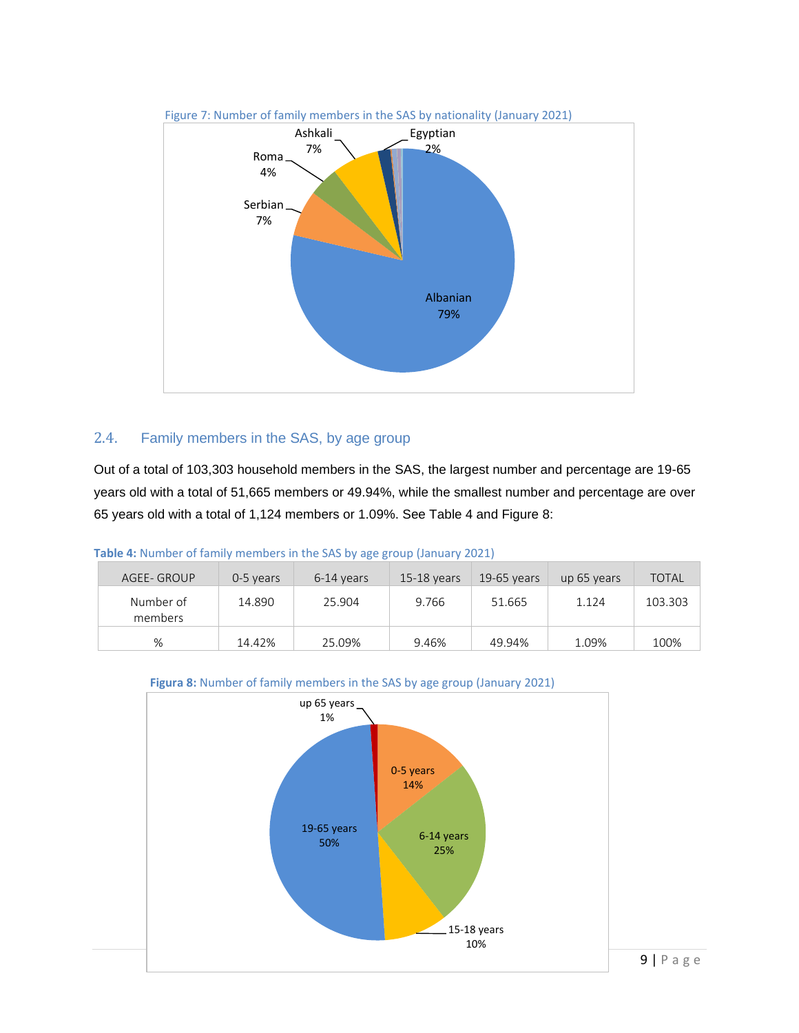Figure 7: Number of family members in the SAS by nationality (January 2021)

Ashkali
7%

Egyptian
2%

Roma
4%

Serbian
7%

Albanian
79%

## 2.4. Family members in the SAS, by age group

Out of a total of 103,303 household members in the SAS, the largest number and percentage are 19-65 years old with a total of 51,665 members or 49.94%, while the smallest number and percentage are over 65 years old with a total of 1,124 members or 1.09%. See Table 4 and Figure 8:

**Table 4:** Number of family members in the SAS by age group (January 2021)

| AGEE- GROUP | 0-5 years | 6-14 years | 15-18 years | 19-65 years | up 65 years | TOTAL |
|---|---|---|---|---|---|---|
| Number of members | 14.890 | 25.904 | 9.766 | 51.665 | 1.124 | 103.303 |
| % | 14.42% | 25.09% | 9.46% | 49.94% | 1.09% | 100% |

**Figura 8:** Number of family members in the SAS by age group (January 2021)

up 65 years
1%

0-5 years
14%

6-14 years
25%

15-18 years
10%

19-65 years
50%